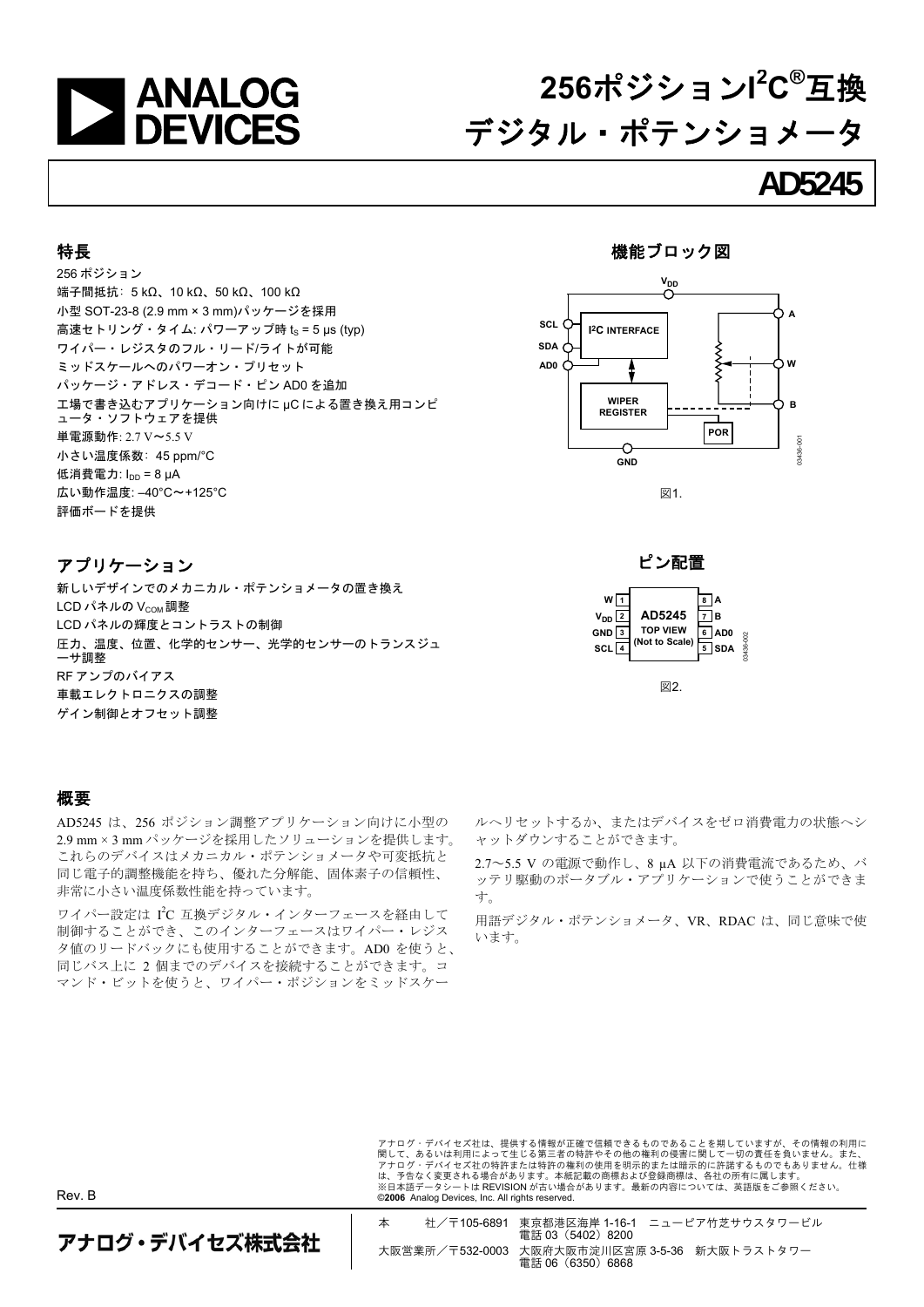# 256ポジション$I^2C$®互換デジタル・ポテンショメータ

# AD5245

## 特長

256 ポジション
端子間抵抗：5 kΩ、10 kΩ、50 kΩ、100 kΩ
小型 SOT-23-8 (2.9 mm × 3 mm)パッケージを採用
高速セトリング・タイム: パワーアップ時 $t_S$ = 5 µs (typ)
ワイパー・レジスタのフル・リード/ライトが可能
ミッドスケールへのパワーオン・プリセット
パッケージ・アドレス・デコード・ピン AD0 を追加
工場で書き込むアプリケーション向けに µC による置き換え用コンピュータ・ソフトウェアを提供
単電源動作: 2.7 V～5.5 V
小さい温度係数：45 ppm/°C
低消費電力: $I_{DD}$ = 8 µA
広い動作温度: –40°C～+125°C
評価ボードを提供

## アプリケーション

新しいデザインでのメカニカル・ポテンショメータの置き換え
LCD パネルの $V_{COM}$ 調整
LCD パネルの輝度とコントラストの制御
圧力、温度、位置、化学的センサー、光学的センサーのトランスジューサ調整
RF アンプのバイアス
車載エレクトロニクスの調整
ゲイン制御とオフセット調整

## 機能ブロック図

VDD
SCL
SDA
AD0
I²C INTERFACE
WIPER REGISTER
POR
A
W
B
GND
03436-001

図1.

## ピン配置

W 1
VDD 2
GND 3
SCL 4
AD5245
TOP VIEW
(Not to Scale)
8 A
7 B
6 AD0
5 SDA
03436-002

図2.

## 概要

AD5245 は、256 ポジション調整アプリケーション向けに小型の 2.9 mm × 3 mm パッケージを採用したソリューションを提供します。これらのデバイスはメカニカル・ポテンショメータや可変抵抗と同じ電子的調整機能を持ち、優れた分解能、固体素子の信頼性、非常に小さい温度係数性能を持っています。

ワイパー設定は $I^2C$ 互換デジタル・インターフェースを経由して制御することができ、このインターフェースはワイパー・レジスタ値のリードバックにも使用することができます。AD0 を使うと、同じバス上に 2 個までのデバイスを接続することができます。コマンド・ビットを使うと、ワイパー・ポジションをミッドスケールへリセットするか、またはデバイスをゼロ消費電力の状態へシャットダウンすることができます。

2.7～5.5 V の電源で動作し、8 µA 以下の消費電流であるため、バッテリ駆動のポータブル・アプリケーションで使うことができます。

用語デジタル・ポテンショメータ、VR、RDAC は、同じ意味で使います。

Rev. B

アナログ・デバイセズ社は、提供する情報が正確で信頼できるものであることを期していますが、その情報の利用に関して、あるいは利用によって生じる第三者の特許やその他の権利の侵害に関して一切の責任を負いません。また、アナログ・デバイセズ社の特許または特許の権利の使用を明示的または暗示的に許諾するものでもありません。仕様は、予告なく変更される場合があります。本紙記載の商標および登録商標は、各社の所有に属します。
※日本語データシートは REVISION が古い場合があります。最新の内容については、英語版をご参照ください。
©**2006** Analog Devices, Inc. All rights reserved.

**アナログ・デバイセズ株式会社**

本　　社／〒105-6891 東京都港区海岸 1-16-1 ニューピア竹芝サウスタワービル
電話 03（5402）8200
大阪営業所／〒532-0003 大阪府大阪市淀川区宮原 3-5-36 新大阪トラストタワー
電話 06（6350）6868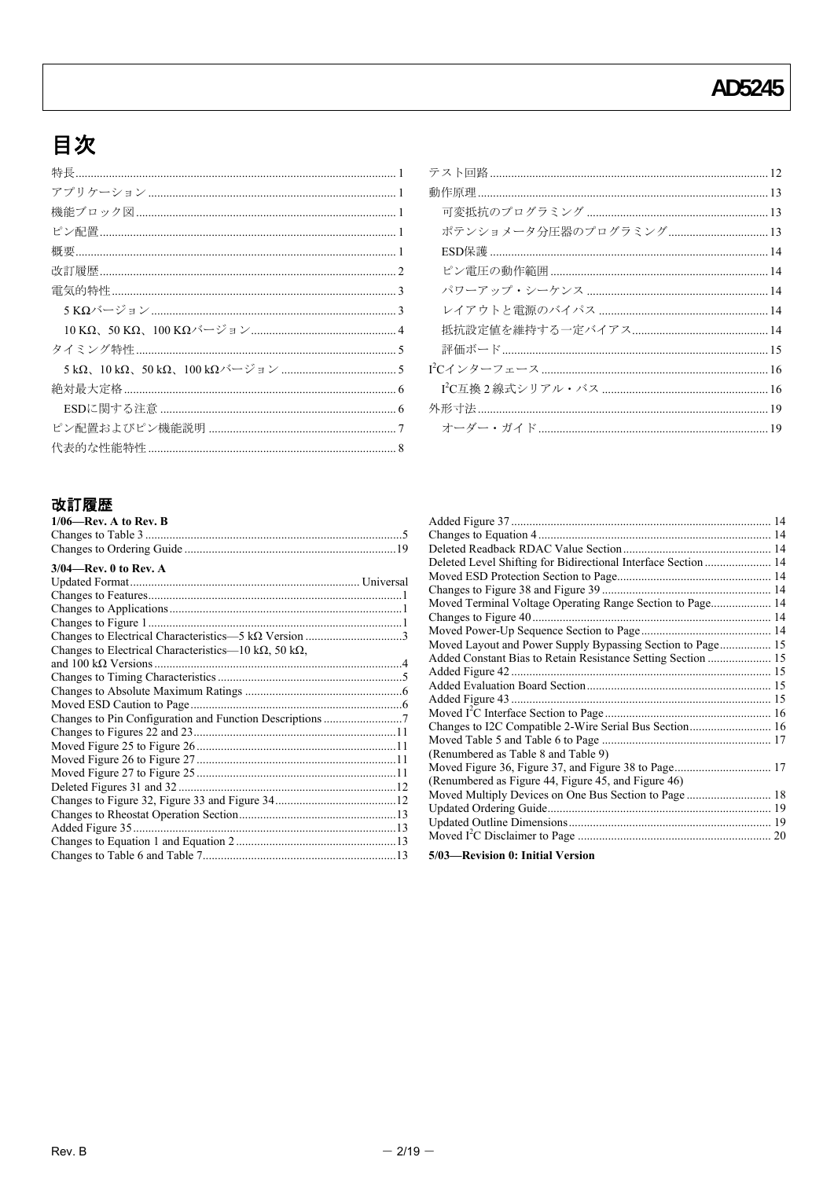# 目次

特長 ..... 1
アプリケーション ..... 1
機能ブロック図 ..... 1
ピン配置 ..... 1
概要 ..... 1
改訂履歴 ..... 2
電気的特性 ..... 3
　5 KΩバージョン ..... 3
　10 KΩ、50 KΩ、100 KΩバージョン ..... 4
タイミング特性 ..... 5
　5 kΩ、10 kΩ、50 kΩ、100 kΩバージョン ..... 5
絶対最大定格 ..... 6
　ESDに関する注意 ..... 6
ピン配置およびピン機能説明 ..... 7
代表的な性能特性 ..... 8
テスト回路 ..... 12
動作原理 ..... 13
　可変抵抗のプログラミング ..... 13
　ポテンショメータ分圧器のプログラミング ..... 13
　ESD保護 ..... 14
　ピン電圧の動作範囲 ..... 14
　パワーアップ・シーケンス ..... 14
　レイアウトと電源のバイパス ..... 14
　抵抗設定値を維持する一定バイアス ..... 14
　評価ボード ..... 15
$I^2C$インターフェース ..... 16
　$I^2C$互換 2 線式シリアル・バス ..... 16
外形寸法 ..... 19
　オーダー・ガイド ..... 19

## 改訂履歴

**1/06—Rev. A to Rev. B**

Changes to Table 3 ..... 5
Changes to Ordering Guide ..... 19

**3/04—Rev. 0 to Rev. A**

Updated Format ..... Universal
Changes to Features ..... 1
Changes to Applications ..... 1
Changes to Figure 1 ..... 1
Changes to Electrical Characteristics—5 kΩ Version ..... 3
Changes to Electrical Characteristics—10 kΩ, 50 kΩ, and 100 kΩ Versions ..... 4
Changes to Timing Characteristics ..... 5
Changes to Absolute Maximum Ratings ..... 6
Moved ESD Caution to Page ..... 6
Changes to Pin Configuration and Function Descriptions ..... 7
Changes to Figures 22 and 23 ..... 11
Moved Figure 25 to Figure 26 ..... 11
Moved Figure 26 to Figure 27 ..... 11
Moved Figure 27 to Figure 25 ..... 11
Deleted Figures 31 and 32 ..... 12
Changes to Figure 32, Figure 33 and Figure 34 ..... 12
Changes to Rheostat Operation Section ..... 13
Added Figure 35 ..... 13
Changes to Equation 1 and Equation 2 ..... 13
Changes to Table 6 and Table 7 ..... 13
Added Figure 37 ..... 14
Changes to Equation 4 ..... 14
Deleted Readback RDAC Value Section ..... 14
Deleted Level Shifting for Bidirectional Interface Section ..... 14
Moved ESD Protection Section to Page ..... 14
Changes to Figure 38 and Figure 39 ..... 14
Moved Terminal Voltage Operating Range Section to Page ..... 14
Changes to Figure 40 ..... 14
Moved Power-Up Sequence Section to Page ..... 14
Moved Layout and Power Supply Bypassing Section to Page ..... 15
Added Constant Bias to Retain Resistance Setting Section ..... 15
Added Figure 42 ..... 15
Added Evaluation Board Section ..... 15
Added Figure 43 ..... 15
Moved $I^2C$ Interface Section to Page ..... 16
Changes to I2C Compatible 2-Wire Serial Bus Section ..... 16
Moved Table 5 and Table 6 to Page ..... 17
(Renumbered as Table 8 and Table 9)
Moved Figure 36, Figure 37, and Figure 38 to Page ..... 17
(Renumbered as Figure 44, Figure 45, and Figure 46)
Moved Multiply Devices on One Bus Section to Page ..... 18
Updated Ordering Guide ..... 19
Updated Outline Dimensions ..... 19
Moved $I^2C$ Disclaimer to Page ..... 20

**5/03—Revision 0: Initial Version**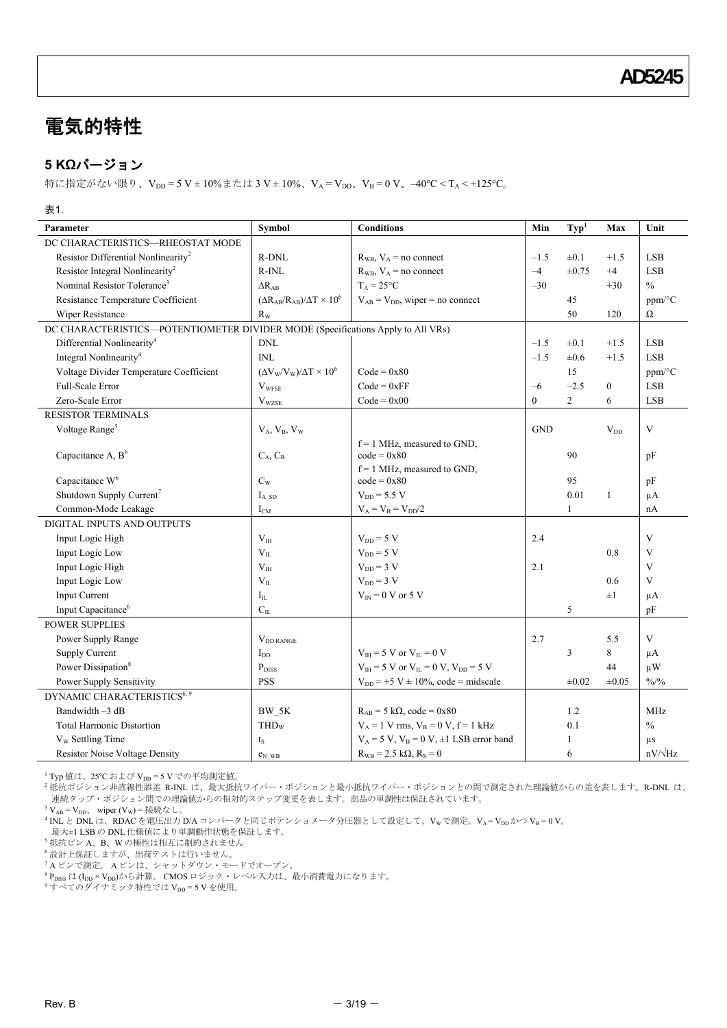# 電気的特性

## 5 KΩバージョン

特に指定がない限り、$V_{DD}$ = 5 V ± 10%または 3 V ± 10%、$V_A = V_{DD}$、$V_B$ = 0 V、–40°C < $T_A$ < +125°C。

表1.

| Parameter | Symbol | Conditions | Min | Typ[1] | Max | Unit |
|---|---|---|---|---|---|---|
| DC CHARACTERISTICS—RHEOSTAT MODE | | | | | | |
| Resistor Differential Nonlinearity[2] | R-DNL | $R_{WB}$, $V_A$ = no connect | –1.5 | ±0.1 | +1.5 | LSB |
| Resistor Integral Nonlinearity[2] | R-INL | $R_{WB}$, $V_A$ = no connect | –4 | ±0.75 | +4 | LSB |
| Nominal Resistor Tolerance[3] | $\Delta R_{AB}$ | $T_A$ = 25°C | –30 | | +30 | % |
| Resistance Temperature Coefficient | $(\Delta R_{AB}/R_{AB})/\Delta T \times 10^6$ | $V_{AB} = V_{DD}$, wiper = no connect | | 45 | | ppm/°C |
| Wiper Resistance | $R_W$ | | | 50 | 120 | Ω |
| DC CHARACTERISTICS—POTENTIOMETER DIVIDER MODE (Specifications Apply to All VRs) | | | | | | |
| Differential Nonlinearity[4] | DNL | | –1.5 | ±0.1 | +1.5 | LSB |
| Integral Nonlinearity[4] | INL | | –1.5 | ±0.6 | +1.5 | LSB |
| Voltage Divider Temperature Coefficient | $(\Delta V_W/V_W)/\Delta T \times 10^6$ | Code = 0x80 | | 15 | | ppm/°C |
| Full-Scale Error | $V_{WFSE}$ | Code = 0xFF | –6 | –2.5 | 0 | LSB |
| Zero-Scale Error | $V_{WZSE}$ | Code = 0x00 | 0 | 2 | 6 | LSB |
| RESISTOR TERMINALS | | | | | | |
| Voltage Range[5] | $V_A$, $V_B$, $V_W$ | | GND | | $V_{DD}$ | V |
| Capacitance A, B[6] | $C_A$, $C_B$ | f = 1 MHz, measured to GND, code = 0x80 | | 90 | | pF |
| Capacitance W[6] | $C_W$ | f = 1 MHz, measured to GND, code = 0x80 | | 95 | | pF |
| Shutdown Supply Current[7] | $I_{A\_SD}$ | $V_{DD}$ = 5.5 V | | 0.01 | 1 | μA |
| Common-Mode Leakage | $I_{CM}$ | $V_A = V_B = V_{DD}/2$ | | 1 | | nA |
| DIGITAL INPUTS AND OUTPUTS | | | | | | |
| Input Logic High | $V_{IH}$ | $V_{DD}$ = 5 V | 2.4 | | | V |
| Input Logic Low | $V_{IL}$ | $V_{DD}$ = 5 V | | | 0.8 | V |
| Input Logic High | $V_{IH}$ | $V_{DD}$ = 3 V | 2.1 | | | V |
| Input Logic Low | $V_{IL}$ | $V_{DD}$ = 3 V | | | 0.6 | V |
| Input Current | $I_{IL}$ | $V_{IN}$ = 0 V or 5 V | | | ±1 | μA |
| Input Capacitance[6] | $C_{IL}$ | | | 5 | | pF |
| POWER SUPPLIES | | | | | | |
| Power Supply Range | $V_{DD\ RANGE}$ | | 2.7 | | 5.5 | V |
| Supply Current | $I_{DD}$ | $V_{IH}$ = 5 V or $V_{IL}$ = 0 V | | 3 | 8 | μA |
| Power Dissipation[8] | $P_{DISS}$ | $V_{IH}$ = 5 V or $V_{IL}$ = 0 V, $V_{DD}$ = 5 V | | | 44 | μW |
| Power Supply Sensitivity | PSS | $V_{DD}$ = +5 V ± 10%, code = midscale | | ±0.02 | ±0.05 | %/% |
| DYNAMIC CHARACTERISTICS[6, 9] | | | | | | |
| Bandwidth –3 dB | BW_5K | $R_{AB}$ = 5 kΩ, code = 0x80 | | 1.2 | | MHz |
| Total Harmonic Distortion | $THD_W$ | $V_A$ = 1 V rms, $V_B$ = 0 V, f = 1 kHz | | 0.1 | | % |
| $V_W$ Settling Time | $t_S$ | $V_A$ = 5 V, $V_B$ = 0 V, ±1 LSB error band | | 1 | | μs |
| Resistor Noise Voltage Density | $e_{N\_WB}$ | $R_{WB}$ = 2.5 kΩ, $R_S$ = 0 | | 6 | | nV/√Hz |

[1] Typ 値は、25ºC および $V_{DD}$ = 5 V での平均測定値。
[2] 抵抗ポジション非直線性誤差 R-INL は、最大抵抗ワイパー・ポジションと最小抵抗ワイパー・ポジションとの間で測定された理論値からの差を表します。R-DNL は、連続タップ・ポジション間での理論値からの相対的ステップ変更を表します。部品の単調性は保証されています。
[3] $V_{AB} = V_{DD}$、wiper ($V_W$) = 接続なし。
[4] INL と DNL は、RDAC を電圧出力 D/A コンバータと同じポテンショメータ分圧器として設定して、$V_W$で測定。$V_A = V_{DD}$かつ $V_B$ = 0 V。
最大±1 LSB の DNL 仕様値により単調動作状態を保証します。
[5] 抵抗ピン A、B、W の極性は相互に制約されません
[6] 設計上保証しますが、出荷テストは行いません。
[7] A ピンで測定。 A ピンは、シャットダウン・モードでオープン。
[8] $P_{DISS}$ は ($I_{DD} \times V_{DD}$)から計算。 CMOS ロジック・レベル入力は、最小消費電力になります。
[9] すべてのダイナミック特性では $V_{DD}$ = 5 V を使用。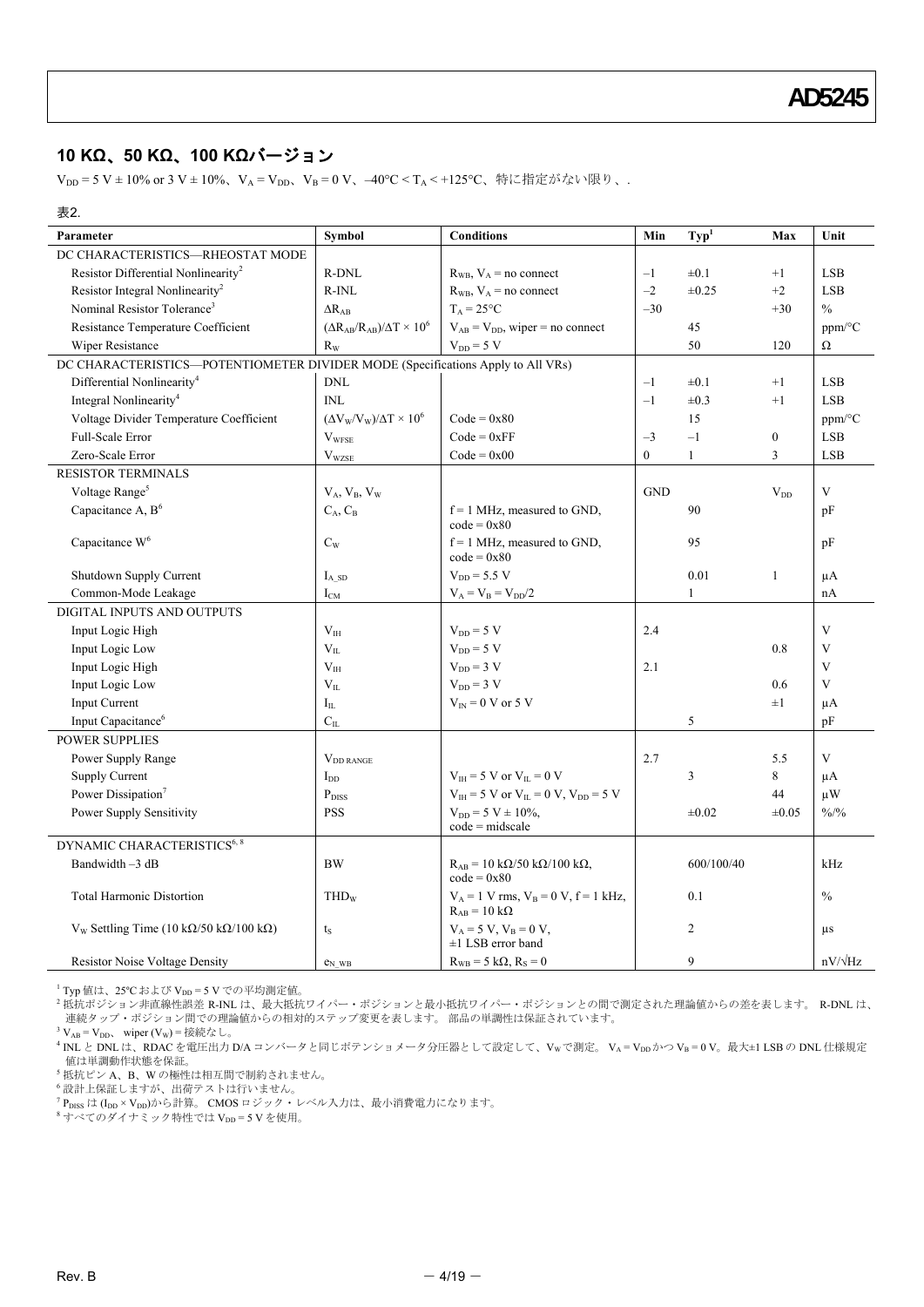## 10 KΩ、50 KΩ、100 KΩバージョン

$V_{DD}$ = 5 V ± 10% or 3 V ± 10%、$V_A = V_{DD}$、$V_B$ = 0 V、–40°C < $T_A$ < +125°C、特に指定がない限り、.

表2.

| Parameter | Symbol | Conditions | Min | Typ[1] | Max | Unit |
|---|---|---|---|---|---|---|
| DC CHARACTERISTICS—RHEOSTAT MODE | | | | | | |
| Resistor Differential Nonlinearity[2] | R-DNL | $R_{WB}$, $V_A$ = no connect | –1 | ±0.1 | +1 | LSB |
| Resistor Integral Nonlinearity[2] | R-INL | $R_{WB}$, $V_A$ = no connect | –2 | ±0.25 | +2 | LSB |
| Nominal Resistor Tolerance[3] | $\Delta R_{AB}$ | $T_A$ = 25°C | –30 | | +30 | % |
| Resistance Temperature Coefficient | $(\Delta R_{AB}/R_{AB})/\Delta T \times 10^6$ | $V_{AB} = V_{DD}$, wiper = no connect | | 45 | | ppm/°C |
| Wiper Resistance | $R_W$ | $V_{DD}$ = 5 V | | 50 | 120 | Ω |
| DC CHARACTERISTICS—POTENTIOMETER DIVIDER MODE (Specifications Apply to All VRs) | | | | | | |
| Differential Nonlinearity[4] | DNL | | –1 | ±0.1 | +1 | LSB |
| Integral Nonlinearity[4] | INL | | –1 | ±0.3 | +1 | LSB |
| Voltage Divider Temperature Coefficient | $(\Delta V_W/V_W)/\Delta T \times 10^6$ | Code = 0x80 | | 15 | | ppm/°C |
| Full-Scale Error | $V_{WFSE}$ | Code = 0xFF | –3 | –1 | 0 | LSB |
| Zero-Scale Error | $V_{WZSE}$ | Code = 0x00 | 0 | 1 | 3 | LSB |
| RESISTOR TERMINALS | | | | | | |
| Voltage Range[5] | $V_A$, $V_B$, $V_W$ | | GND | | $V_{DD}$ | V |
| Capacitance A, B[6] | $C_A$, $C_B$ | f = 1 MHz, measured to GND, code = 0x80 | | 90 | | pF |
| Capacitance W[6] | $C_W$ | f = 1 MHz, measured to GND, code = 0x80 | | 95 | | pF |
| Shutdown Supply Current | $I_{A\_SD}$ | $V_{DD}$ = 5.5 V | | 0.01 | 1 | μA |
| Common-Mode Leakage | $I_{CM}$ | $V_A = V_B = V_{DD}/2$ | | 1 | | nA |
| DIGITAL INPUTS AND OUTPUTS | | | | | | |
| Input Logic High | $V_{IH}$ | $V_{DD}$ = 5 V | 2.4 | | | V |
| Input Logic Low | $V_{IL}$ | $V_{DD}$ = 5 V | | | 0.8 | V |
| Input Logic High | $V_{IH}$ | $V_{DD}$ = 3 V | 2.1 | | | V |
| Input Logic Low | $V_{IL}$ | $V_{DD}$ = 3 V | | | 0.6 | V |
| Input Current | $I_{IL}$ | $V_{IN}$ = 0 V or 5 V | | | ±1 | μA |
| Input Capacitance[6] | $C_{IL}$ | | | 5 | | pF |
| POWER SUPPLIES | | | | | | |
| Power Supply Range | $V_{DD\ RANGE}$ | | 2.7 | | 5.5 | V |
| Supply Current | $I_{DD}$ | $V_{IH}$ = 5 V or $V_{IL}$ = 0 V | | 3 | 8 | μA |
| Power Dissipation[7] | $P_{DISS}$ | $V_{IH}$ = 5 V or $V_{IL}$ = 0 V, $V_{DD}$ = 5 V | | | 44 | μW |
| Power Supply Sensitivity | PSS | $V_{DD}$ = 5 V ± 10%, code = midscale | | ±0.02 | ±0.05 | %/% |
| DYNAMIC CHARACTERISTICS[6, 8] | | | | | | |
| Bandwidth –3 dB | BW | $R_{AB}$ = 10 kΩ/50 kΩ/100 kΩ, code = 0x80 | | 600/100/40 | | kHz |
| Total Harmonic Distortion | $THD_W$ | $V_A$ = 1 V rms, $V_B$ = 0 V, f = 1 kHz, $R_{AB}$ = 10 kΩ | | 0.1 | | % |
| $V_W$ Settling Time (10 kΩ/50 kΩ/100 kΩ) | $t_S$ | $V_A$ = 5 V, $V_B$ = 0 V, ±1 LSB error band | | 2 | | μs |
| Resistor Noise Voltage Density | $e_{N\_WB}$ | $R_{WB}$ = 5 kΩ, $R_S$ = 0 | | 9 | | nV/√Hz |

[1] Typ 値は、25℃および $V_{DD}$ = 5 V での平均測定値。
[2] 抵抗ポジション非直線性誤差 R-INL は、最大抵抗ワイパー・ポジションと最小抵抗ワイパー・ポジションとの間で測定された理論値からの差を表します。 R-DNL は、連続タップ・ポジション間での理論値からの相対的ステップ変更を表します。 部品の単調性は保証されています。
[3] $V_{AB} = V_{DD}$、 wiper ($V_W$) = 接続なし。
[4] INL と DNL は、RDAC を電圧出力 D/A コンバータと同じポテンショメータ分圧器として設定して、$V_W$で測定。 $V_A = V_{DD}$かつ $V_B$ = 0 V。最大±1 LSB の DNL 仕様規定値は単調動作状態を保証。
[5] 抵抗ピン A、B、W の極性は相互間で制約されません。
[6] 設計上保証しますが、出荷テストは行いません。
[7] $P_{DISS}$ は ($I_{DD} \times V_{DD}$)から計算。 CMOS ロジック・レベル入力は、最小消費電力になります。
[8] すべてのダイナミック特性では $V_{DD}$ = 5 V を使用。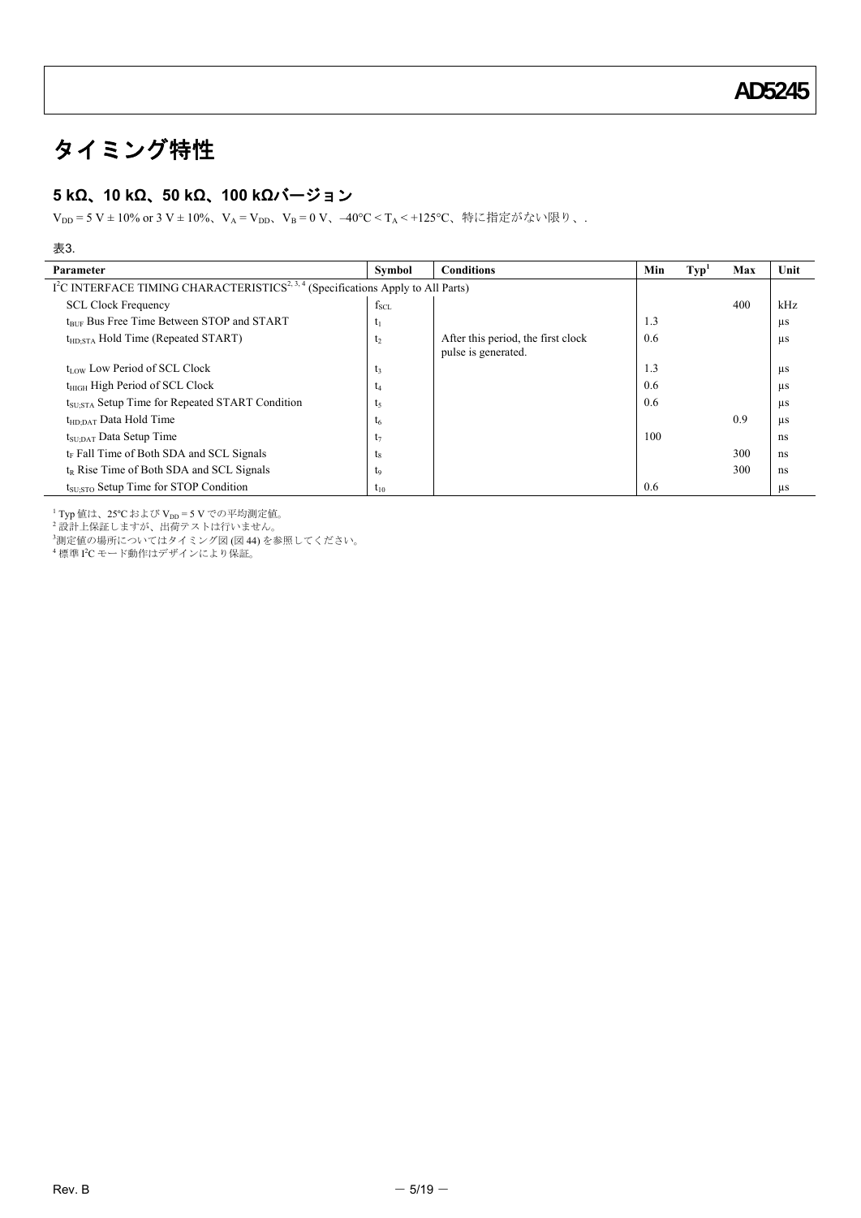# タイミング特性

## 5 kΩ、10 kΩ、50 kΩ、100 kΩバージョン

$V_{DD}$ = 5 V ± 10% or 3 V ± 10%、$V_A$ = $V_{DD}$、$V_B$ = 0 V、–40°C < $T_A$ < +125°C、特に指定がない限り、.

表3.

| Parameter | Symbol | Conditions | Min | Typ[1] | Max | Unit |
|---|---|---|---|---|---|---|
| I²C INTERFACE TIMING CHARACTERISTICS[2, 3, 4] (Specifications Apply to All Parts) | | | | | | |
| SCL Clock Frequency | $f_{SCL}$ | | | | 400 | kHz |
| $t_{BUF}$ Bus Free Time Between STOP and START | $t_1$ | | 1.3 | | | µs |
| $t_{HD;STA}$ Hold Time (Repeated START) | $t_2$ | After this period, the first clock pulse is generated. | 0.6 | | | µs |
| $t_{LOW}$ Low Period of SCL Clock | $t_3$ | | 1.3 | | | µs |
| $t_{HIGH}$ High Period of SCL Clock | $t_4$ | | 0.6 | | | µs |
| $t_{SU;STA}$ Setup Time for Repeated START Condition | $t_5$ | | 0.6 | | | µs |
| $t_{HD;DAT}$ Data Hold Time | $t_6$ | | | | 0.9 | µs |
| $t_{SU;DAT}$ Data Setup Time | $t_7$ | | 100 | | | ns |
| $t_F$ Fall Time of Both SDA and SCL Signals | $t_8$ | | | | 300 | ns |
| $t_R$ Rise Time of Both SDA and SCL Signals | $t_9$ | | | | 300 | ns |
| $t_{SU;STO}$ Setup Time for STOP Condition | $t_{10}$ | | 0.6 | | | µs |

[1] Typ 値は、25ºC および $V_{DD}$ = 5 V での平均測定値。
[2] 設計上保証しますが、出荷テストは行いません。
[3]測定値の場所についてはタイミング図 (図 44) を参照してください。
[4] 標準 I²C モード動作はデザインにより保証。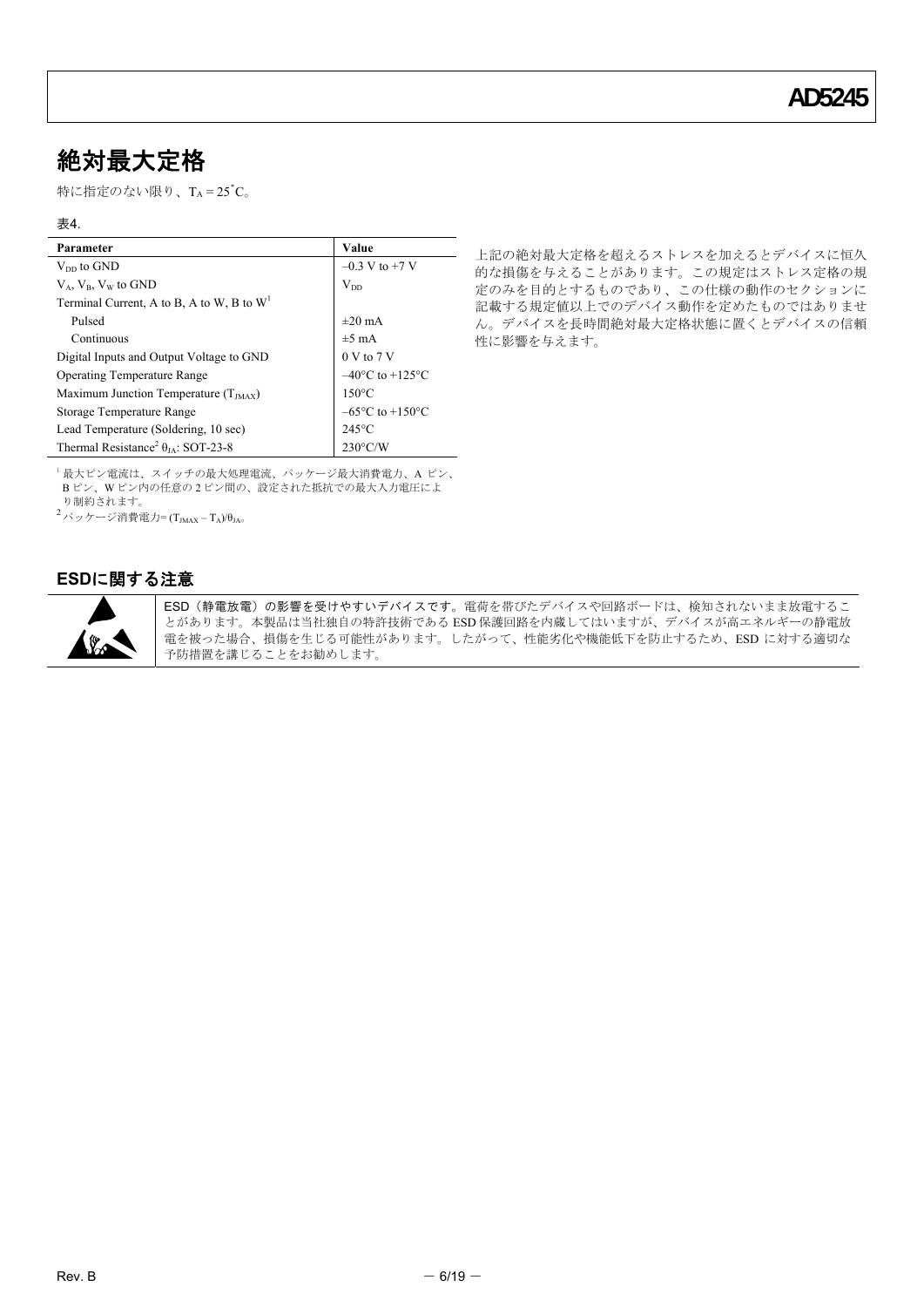# 絶対最大定格

特に指定のない限り、$T_A = 25^{\circ}C$。

表4.

| Parameter | Value |
|---|---|
| $V_{DD}$ to GND | –0.3 V to +7 V |
| $V_A$, $V_B$, $V_W$ to GND | $V_{DD}$ |
| Terminal Current, A to B, A to W, B to W[1] | |
| Pulsed | ±20 mA |
| Continuous | ±5 mA |
| Digital Inputs and Output Voltage to GND | 0 V to 7 V |
| Operating Temperature Range | –40°C to +125°C |
| Maximum Junction Temperature ($T_{JMAX}$) | 150°C |
| Storage Temperature Range | –65°C to +150°C |
| Lead Temperature (Soldering, 10 sec) | 245°C |
| Thermal Resistance[2] $\theta_{JA}$: SOT-23-8 | 230°C/W |

[1] 最大ピン電流は、スイッチの最大処理電流、パッケージ最大消費電力、A ピン、B ピン、W ピン内の任意の 2 ピン間の、設定された抵抗での最大入力電圧により制約されます。

[2] パッケージ消費電力= $(T_{JMAX} – T_A)/\theta_{JA}$。

上記の絶対最大定格を超えるストレスを加えるとデバイスに恒久的な損傷を与えることがあります。この規定はストレス定格の規定のみを目的とするものであり、この仕様の動作のセクションに記載する規定値以上でのデバイス動作を定めたものではありません。デバイスを長時間絶対最大定格状態に置くとデバイスの信頼性に影響を与えます。

## ESDに関する注意

**ESD（静電放電）の影響を受けやすいデバイスです。**電荷を帯びたデバイスや回路ボードは、検知されないまま放電することがあります。本製品は当社独自の特許技術である ESD 保護回路を内蔵してはいますが、デバイスが高エネルギーの静電放電を被った場合、損傷を生じる可能性があります。したがって、性能劣化や機能低下を防止するため、ESD に対する適切な予防措置を講じることをお勧めします。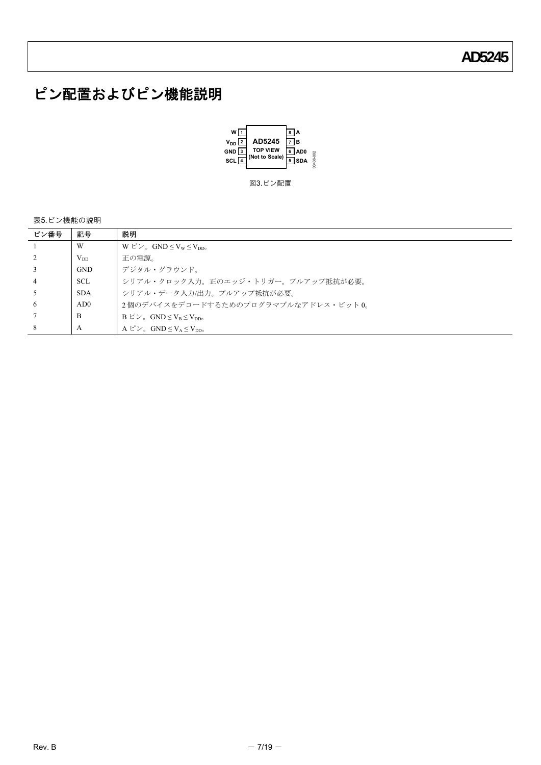# ピン配置およびピン機能説明

W 1
$V_{DD}$ 2
GND 3
SCL 4
AD5245
TOP VIEW
(Not to Scale)
8 A
7 B
6 AD0
5 SDA
03436-002

図3. ピン配置

表5. ピン機能の説明

| ピン番号 | 記号 | 説明 |
| --- | --- | --- |
| 1 | W | W ピン。GND ≤ $V_W$ ≤ $V_{DD}$。 |
| 2 | $V_{DD}$ | 正の電源。 |
| 3 | GND | デジタル・グラウンド。 |
| 4 | SCL | シリアル・クロック入力。正のエッジ・トリガー。プルアップ抵抗が必要。 |
| 5 | SDA | シリアル・データ入力/出力。プルアップ抵抗が必要。 |
| 6 | AD0 | 2 個のデバイスをデコードするためのプログラマブルなアドレス・ビット 0。 |
| 7 | B | B ピン。GND ≤ $V_B$ ≤ $V_{DD}$。 |
| 8 | A | A ピン。GND ≤ $V_A$ ≤ $V_{DD}$。 |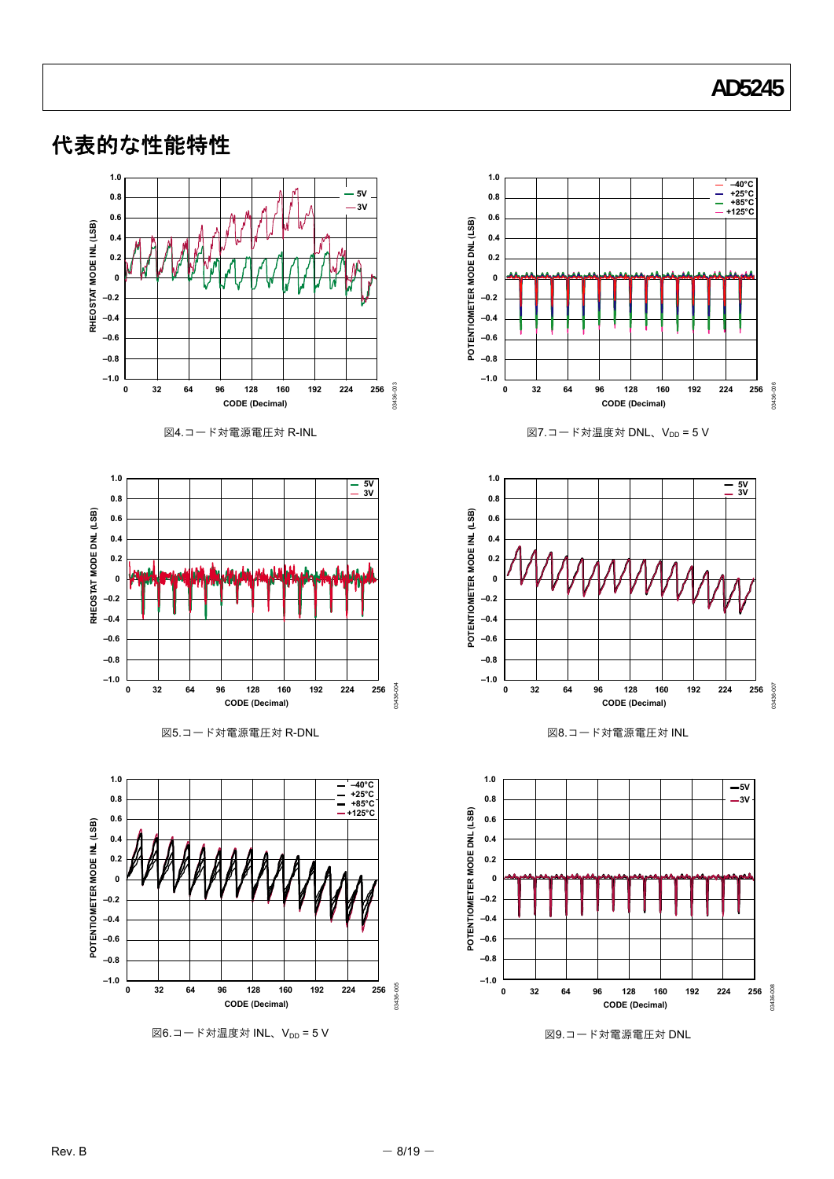# 代表的な性能特性

図4.コード対電源電圧対 R-INL

図5.コード対電源電圧対 R-DNL

図6.コード対温度対 INL、$V_{DD}$ = 5 V

図7.コード対温度対 DNL、$V_{DD}$ = 5 V

図8.コード対電源電圧対 INL

図9.コード対電源電圧対 DNL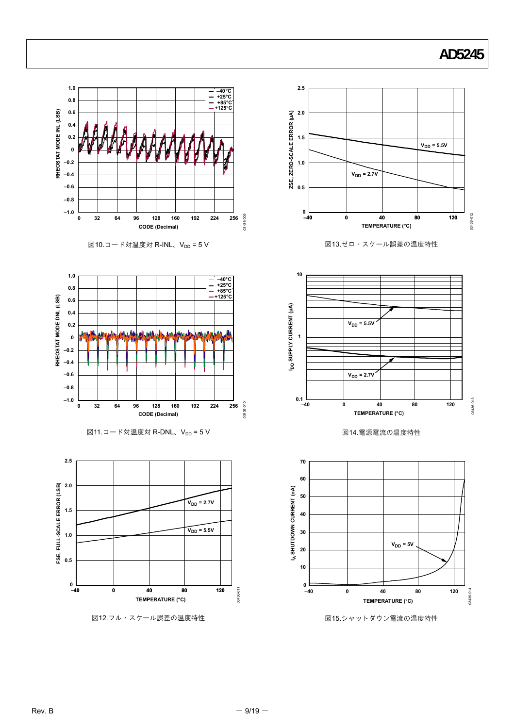1.0
0.8
0.6
0.4
0.2
0
–0.2
–0.4
–0.6
–0.8
–1.0
RHEOSTAT MODE INL (LSB)
0 32 64 96 128 160 192 224 256
CODE (Decimal)
–40°C
+25°C
+85°C
+125°C
03436-009

図10.コード対温度対 R-INL、$V_{DD}$ = 5 V

2.5
2.0
1.5
1.0
0.5
0
ZSE, ZERO-SCALE ERROR (µA)
–40 0 40 80 120
TEMPERATURE (°C)
$V_{DD}$ = 5.5V
$V_{DD}$ = 2.7V
03436-012

図13.ゼロ・スケール誤差の温度特性

1.0
0.8
0.6
0.4
0.2
0
–0.2
–0.4
–0.6
–0.8
–1.0
RHEOSTAT MODE DNL (LSB)
0 32 64 96 128 160 192 224 256
CODE (Decimal)
–40°C
+25°C
+85°C
+125°C
03436-010

図11.コード対温度対 R-DNL、$V_{DD}$ = 5 V

10
1
0.1
$I_{DD}$ SUPPLY CURRENT (µA)
–40 0 40 80 120
TEMPERATURE (°C)
$V_{DD}$ = 5.5V
$V_{DD}$ = 2.7V
03436-013

図14.電源電流の温度特性

2.5
2.0
1.5
1.0
0.5
0
FSE, FULL-SCALE ERROR (LSB)
–40 0 40 80 120
TEMPERATURE (°C)
$V_{DD}$ = 2.7V
$V_{DD}$ = 5.5V
03436-011

図12.フル・スケール誤差の温度特性

70
60
50
40
30
20
10
0
$I_A$ SHUTDOWN CURRENT (nA)
–40 0 40 80 120
TEMPERATURE (°C)
$V_{DD}$ = 5V
03436-014

図15.シャットダウン電流の温度特性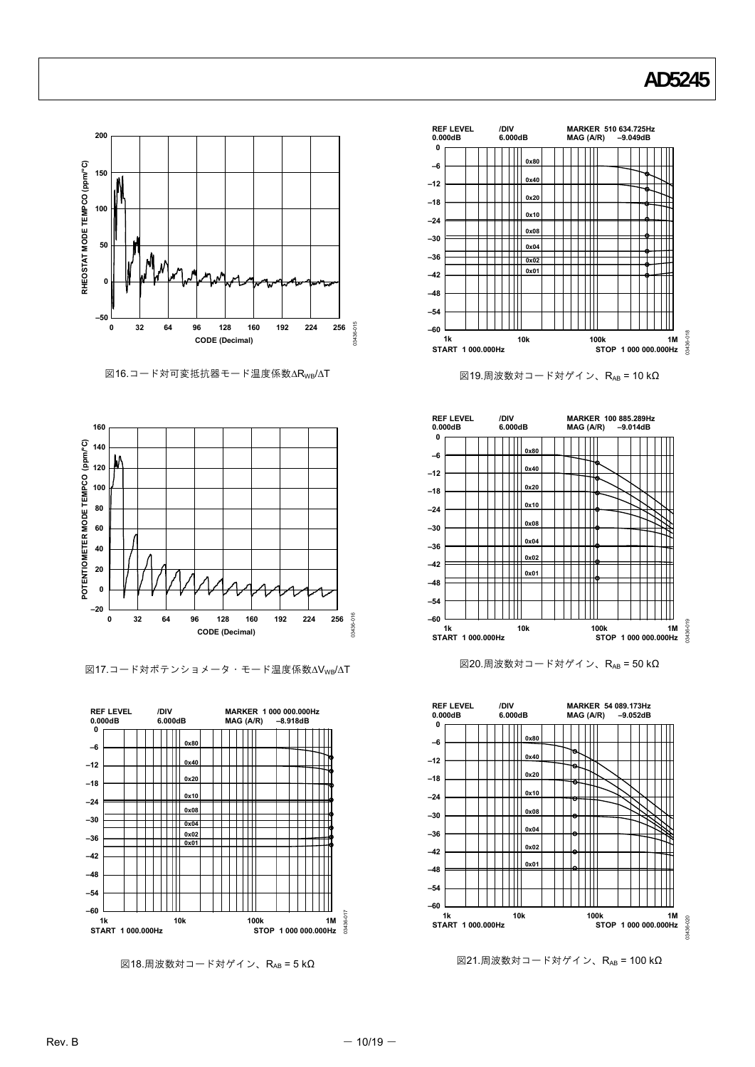200
150
100
50
0
–50
0 32 64 96 128 160 192 224 256
CODE (Decimal)
RHEOSTAT MODE TEMPCO (ppm/°C)
03436-015

図16.コード対可変抵抗器モード温度係数$\Delta R_{WB}/\Delta T$

160
140
120
100
80
60
40
20
0
–20
0 32 64 96 128 160 192 224 256
CODE (Decimal)
POTENTIOMETER MODE TEMPCO (ppm/°C)
03436-016

図17.コード対ポテンショメータ・モード温度係数$\Delta V_{WB}/\Delta T$

REF LEVEL 0.000dB
/DIV 6.000dB
MARKER 1 000 000.000Hz
MAG (A/R) –8.918dB
0x80
0x40
0x20
0x10
0x08
0x04
0x02
0x01
0 –6 –12 –18 –24 –30 –36 –42 –48 –54 –60
1k 10k 100k 1M
START 1 000.000Hz
STOP 1 000 000.000Hz
03436-017

図18.周波数対コード対ゲイン、$R_{AB}$ = 5 kΩ

REF LEVEL 0.000dB
/DIV 6.000dB
MARKER 510 634.725Hz
MAG (A/R) –9.049dB
0x80
0x40
0x20
0x10
0x08
0x04
0x02
0x01
0 –6 –12 –18 –24 –30 –36 –42 –48 –54 –60
1k 10k 100k 1M
START 1 000.000Hz
STOP 1 000 000.000Hz
03436-018

図19.周波数対コード対ゲイン、$R_{AB}$ = 10 kΩ

REF LEVEL 0.000dB
/DIV 6.000dB
MARKER 100 885.289Hz
MAG (A/R) –9.014dB
0x80
0x40
0x20
0x10
0x08
0x04
0x02
0x01
0 –6 –12 –18 –24 –30 –36 –42 –48 –54 –60
1k 10k 100k 1M
START 1 000.000Hz
STOP 1 000 000.000Hz
03436-019

図20.周波数対コード対ゲイン、$R_{AB}$ = 50 kΩ

REF LEVEL 0.000dB
/DIV 6.000dB
MARKER 54 089.173Hz
MAG (A/R) –9.052dB
0x80
0x40
0x20
0x10
0x08
0x04
0x02
0x01
0 –6 –12 –18 –24 –30 –36 –42 –48 –54 –60
1k 10k 100k 1M
START 1 000.000Hz
STOP 1 000 000.000Hz
03436-020

図21.周波数対コード対ゲイン、$R_{AB}$ = 100 kΩ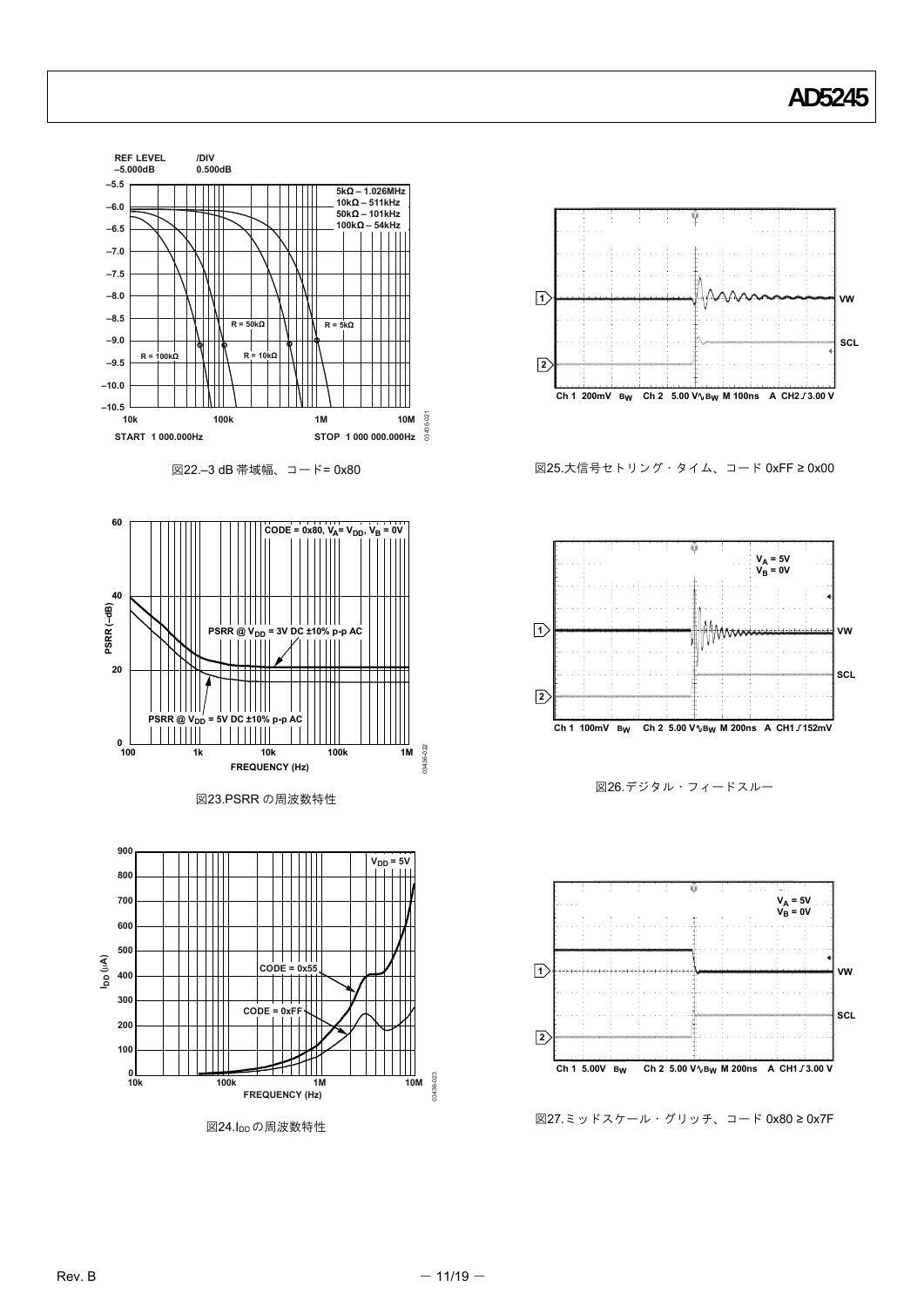REF LEVEL
–5.000dB
/DIV
0.500dB

–5.5
–6.0
–6.5
–7.0
–7.5
–8.0
–8.5
–9.0
–9.5
–10.0
–10.5

5kΩ – 1.026MHz
10kΩ – 511kHz
50kΩ – 101kHz
100kΩ – 54kHz

R = 50kΩ
R = 5kΩ
R = 100kΩ
R = 10kΩ

10k
100k
1M
10M

START 1 000.000Hz
STOP 1 000 000.000Hz

03436-021

図22.–3 dB 帯域幅、コード= 0x80

Ch 1 200mV $B_W$ Ch 2 5.00 V $B_W$ M 100ns A CH2 ∫ 3.00 V

VW
SCL

図25.大信号セトリング・タイム、コード 0xFF ≥ 0x00

60
40
20
0

PSRR (–dB)

CODE = 0x80, $V_A = V_{DD}$, $V_B$ = 0V

PSRR @ $V_{DD}$ = 3V DC ±10% p-p AC

PSRR @ $V_{DD}$ = 5V DC ±10% p-p AC

100
1k
10k
100k
1M

FREQUENCY (Hz)

03436-022

図23.PSRR の周波数特性

$V_A$ = 5V
$V_B$ = 0V

VW
SCL

Ch 1 100mV $B_W$ Ch 2 5.00 V $B_W$ M 200ns A CH1 ∫ 152mV

図26.デジタル・フィードスルー

900
800
700
600
500
400
300
200
100
0

$I_{DD}$ (µA)

$V_{DD}$ = 5V

CODE = 0x55
CODE = 0xFF

10k
100k
1M
10M

FREQUENCY (Hz)

03436-023

図24.$I_{DD}$ の周波数特性

$V_A$ = 5V
$V_B$ = 0V

VW
SCL

Ch 1 5.00V $B_W$ Ch 2 5.00 V $B_W$ M 200ns A CH1 ∫ 3.00 V

図27.ミッドスケール・グリッチ、コード 0x80 ≥ 0x7F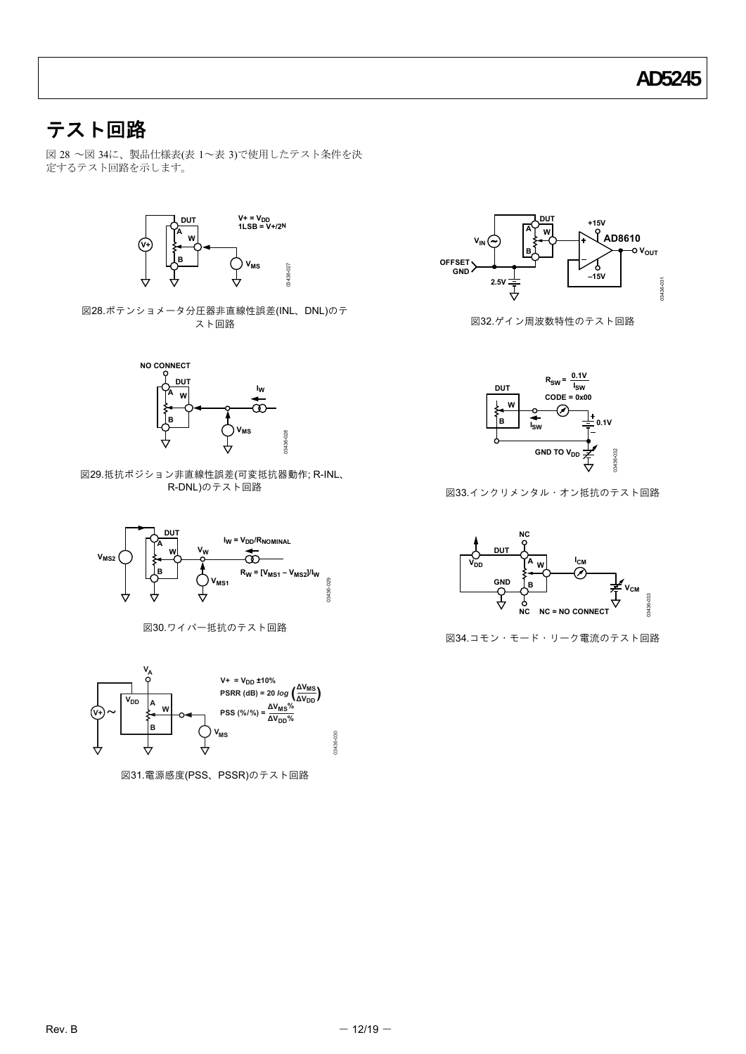# テスト回路

図 28 ～図 34に、製品仕様表(表 1～表 3)で使用したテスト条件を決定するテスト回路を示します。

DUT
A
W
B
V+
$V+ = V_{DD}$
$1LSB = V+/2^N$
$V_{MS}$
03436-027

図28.ポテンショメータ分圧器非直線性誤差(INL、DNL)のテスト回路

NO CONNECT
DUT
A
W
B
$I_W$
$V_{MS}$
03436-028

図29.抵抗ポジション非直線性誤差(可変抵抗器動作; R-INL、R-DNL)のテスト回路

$V_{MS2}$
DUT
A
W
B
$V_W$
$I_W = V_{DD}/R_{NOMINAL}$
$R_W = [V_{MS1} – V_{MS2}]/I_W$
$V_{MS1}$
03436-029

図30.ワイパー抵抗のテスト回路

$V_A$
V+
~
$V_{DD}$
A
W
B
$V_{MS}$
$V+ = V_{DD} ±10\%$
$PSRR (dB) = 20 \log \left(\frac{\Delta V_{MS}}{\Delta V_{DD}}\right)$
$PSS (\%/\%) = \frac{\Delta V_{MS}\%}{\Delta V_{DD}\%}$
03436-030

図31.電源感度(PSS、PSSR)のテスト回路

$V_{IN}$
DUT
A
W
B
+15V
AD8610
$V_{OUT}$
–15V
OFFSET GND
2.5V
03436-031

図32.ゲイン周波数特性のテスト回路

DUT
W
B
$R_{SW} = \frac{0.1V}{I_{SW}}$
CODE = 0x00
$I_{SW}$
0.1V
GND TO $V_{DD}$
03436-032

図33.インクリメンタル・オン抵抗のテスト回路

NC
DUT
$V_{DD}$
A
W
B
GND
NC
NC = NO CONNECT
$I_{CM}$
$V_{CM}$
03436-033

図34.コモン・モード・リーク電流のテスト回路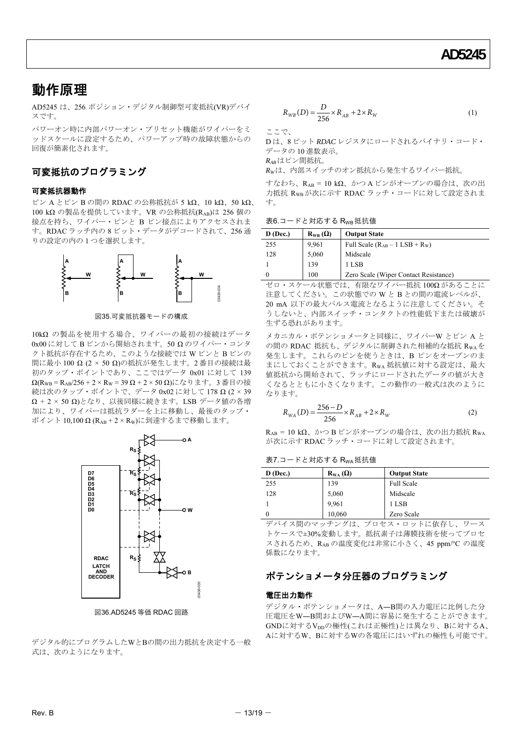# 動作原理

AD5245 は、256 ポジション・デジタル制御型可変抵抗(VR)デバイスです。

パワーオン時に内部パワーオン・プリセット機能がワイパーをミッドスケールに設定するため、パワーアップ時の故障状態からの回復が簡素化されます。

## 可変抵抗のプログラミング

### 可変抵抗器動作

ピン A とピン B の間の RDAC の公称抵抗が 5 kΩ、10 kΩ、50 kΩ、100 kΩ の製品を提供しています。VR の公称抵抗($R_{AB}$)は 256 個の接点を持ち、ワイパー・ピンと B ピン接点によりアクセスされます。RDAC ラッチ内の 8 ビット・データがデコードされて、256 通りの設定の内の 1 つを選択します。

A
W
B
A
W
B
A
W
B
03436-034

図35.可変抵抗器モードの構成

10kΩ の製品を使用する場合、ワイパーの最初の接続はデータ 0x00 に対して B ピンから開始されます。50 Ω のワイパー・コンタクト抵抗が存在するため、このような接続では W ピンと B ピンの間に最小 100 Ω (2 × 50 Ω)の抵抗が発生します。2 番目の接続は最初のタップ・ポイントであり、ここではデータ 0x01 に対して 139 Ω($R_{WB} = R_{AB}/256 + 2 \times R_W$ = 39 Ω + 2 × 50 Ω)になります。3 番目の接続は次のタップ・ポイントで、データ 0x02 に対して 178 Ω (2 × 39 Ω + 2 × 50 Ω)となり、以後同様に続きます。LSB データ値の各増加により、ワイパーは抵抗ラダーを上に移動し、最後のタップ・ポイント 10,100 Ω ($R_{AB} + 2 \times R_W$)に到達するまで移動します。

A
$R_S$
$R_S$
$R_S$
D7
D6
D5
D4
D3
D2
D1
D0
W
RDAC
LATCH
AND
DECODER
$R_S$
B
03436-035

図36.AD5245 等価 RDAC 回路

デジタル的にプログラムしたWとBの間の出力抵抗を決定する一般式は、次のようになります。

$$R_{WB}(D) = \frac{D}{256} \times R_{AB} + 2 \times R_W \tag{1}$$

ここで、

D は、8 ビット *RDAC* レジスタにロードされるバイナリ・コード・データの 10 進数表示。

$R_{AB}$はピン間抵抗。

$R_W$は、内部スイッチのオン抵抗から発生するワイパー抵抗。

すなわち、$R_{AB}$ = 10 kΩ、かつ A ピンがオープンの場合は、次の出力抵抗 $R_{WB}$ が次に示す RDAC ラッチ・コードに対して設定されます。

表6.コードと対応する $R_{WB}$ 抵抗値

| D (Dec.) | $R_{WB}$ (Ω) | Output State |
|---|---|---|
| 255 | 9,961 | Full Scale ($R_{AB}$ – 1 LSB + $R_W$) |
| 128 | 5,060 | Midscale |
| 1 | 139 | 1 LSB |
| 0 | 100 | Zero Scale (Wiper Contact Resistance) |

ゼロ・スケール状態では、有限なワイパー抵抗 100Ω があることに注意してください。この状態での W と B との間の電流レベルが、20 mA 以下の最大パルス電流となるように注意してください。そうしないと、内部スイッチ・コンタクトの性能低下または破壊が生ずる恐れがあります。

メカニカル・ポテンショメータと同様に、ワイパーW とピン A との間の RDAC 抵抗も、デジタルに制御された相補的な抵抗 $R_{WA}$を発生します。これらのピンを使うときは、B ピンをオープンのままにしておくことができます。$R_{WA}$ 抵抗値に対する設定は、最大値抵抗から開始されて、ラッチにロードされたデータの値が大きくなるとともに小さくなります。この動作の一般式は次のようになります。

$$R_{WA}(D) = \frac{256 - D}{256} \times R_{AB} + 2 \times R_W \tag{2}$$

$R_{AB}$ = 10 kΩ、かつ B ピンがオープンの場合は、次の出力抵抗 $R_{WA}$ が次に示す RDAC ラッチ・コードに対して設定されます。

表7.コードと対応する $R_{WA}$ 抵抗値

| D (Dec.) | $R_{WA}$ (Ω) | Output State |
|---|---|---|
| 255 | 139 | Full Scale |
| 128 | 5,060 | Midscale |
| 1 | 9,961 | 1 LSB |
| 0 | 10,060 | Zero Scale |

デバイス間のマッチングは、プロセス・ロットに依存し、ワーストケースで±30%変動します。抵抗素子は薄膜技術を使ってプロセスされるため、$R_{AB}$ の温度変化は非常に小さく、45 ppm/°C の温度係数になります。

## ポテンショメータ分圧器のプログラミング

### 電圧出力動作

デジタル・ポテンショメータは、A—B間の入力電圧に比例した分圧電圧をW—B間およびW—A間に容易に発生することができます。GNDに対する$V_{DD}$の極性(これは正極性)とは異なり、Bに対するA、Aに対するW、Bに対するWの各電圧にはいずれの極性も可能です。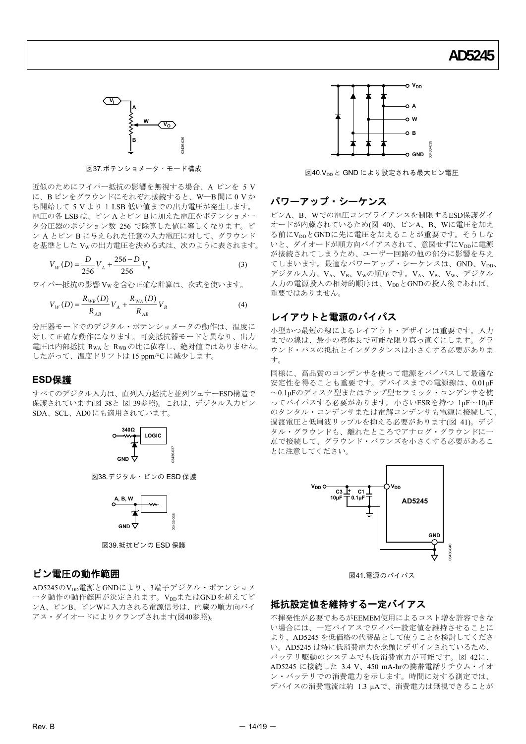$V_I$

A

W

$V_O$

B

03436-036

図37.ポテンショメータ・モード構成

近似のためにワイパー抵抗の影響を無視する場合、A ピンを 5 V に、B ピンをグラウンドにそれぞれ接続すると、W—B 間に 0 V から開始して 5 V より 1 LSB 低い値までの出力電圧が発生します。電圧の各 LSB は、ピン A とピン B に加えた電圧をポテンショメータ分圧器のポジション数 256 で除算した値に等しくなります。ピン A とピン B に与えられた任意の入力電圧に対して、グラウンドを基準とした $V_W$の出力電圧を決める式は、次のように表されます。

$$V_W(D) = \frac{D}{256}V_A + \frac{256-D}{256}V_B \quad (3)$$

ワイパー抵抗の影響 $V_W$を含む正確な計算は、次式を使います。

$$V_W(D) = \frac{R_{WB}(D)}{R_{AB}}V_A + \frac{R_{WA}(D)}{R_{AB}}V_B \quad (4)$$

分圧器モードでのデジタル・ポテンショメータの動作は、温度に対して正確な動作になります。可変抵抗器モードと異なり、出力電圧は内部抵抗 $R_{WA}$ と $R_{WB}$ の比に依存し、絶対値ではありません。したがって、温度ドリフトは 15 ppm/°C に減少します。

## ESD保護

すべてのデジタル入力は、直列入力抵抗と並列ツェナーESD構造で保護されています(図 38と 図 39参照)。これは、デジタル入力ピンSDA、SCL、AD0にも適用されています。

340Ω

LOGIC

GND

03436-037

図38.デジタル・ピンの ESD 保護

A, B, W

GND

03436-038

図39.抵抗ピンの ESD 保護

## ピン電圧の動作範囲

AD5245の$V_{DD}$電源とGNDにより、3端子デジタル・ポテンショメータ動作の動作範囲が決定されます。$V_{DD}$またはGNDを超えてピンA、ピンB、ピンWに入力される電源信号は、内蔵の順方向バイアス・ダイオードによりクランプされます(図40参照)。

$V_{DD}$

A

W

B

GND

03436-039

図40.$V_{DD}$ と GND により設定される最大ピン電圧

## パワーアップ・シーケンス

ピンA、B、Wでの電圧コンプライアンスを制限するESD保護ダイオードが内蔵されているため(図 40)、ピンA、B、Wに電圧を加える前に$V_{DD}$とGNDに先に電圧を加えることが重要です。そうしないと、ダイオードが順方向バイアスされて、意図せずに$V_{DD}$に電源が接続されてしまうため、ユーザー回路の他の部分に影響を与えてしまいます。最適なパワーアップ・シーケンスは、GND、$V_{DD}$、デジタル入力、$V_A$、$V_B$、$V_W$の順序です。$V_A$、$V_B$、$V_W$、デジタル入力の電源投入の相対的順序は、$V_{DD}$とGNDの投入後であれば、重要ではありません。

## レイアウトと電源のバイパス

小型かつ最短の線によるレイアウト・デザインは重要です。入力までの線は、最小の導体長で可能な限り真っ直ぐにします。グラウンド・パスの抵抗とインダクタンスは小さくする必要があります。

同様に、高品質のコンデンサを使って電源をバイパスして最適な安定性を得ることも重要です。デバイスまでの電源線は、0.01μF～0.1μFのディスク型またはチップ型セラミック・コンデンサを使ってバイパスする必要があります。小さいESRを持つ 1μF～10μFのタンタル・コンデンサまたは電解コンデンサも電源に接続して、過渡電圧と低周波リップルを抑える必要があります(図 41)。デジタル・グラウンドも、離れたところでアナログ・グラウンドに一点で接続して、グラウンド・バウンズを小さくする必要があることに注意してください。

$V_{DD}$

C3 10μF

C1 0.1μF

$V_{DD}$

AD5245

GND

03436-040

図41.電源のバイパス

## 抵抗設定値を維持する一定バイアス

不揮発性が必要であるがEEMEM使用によるコスト増を許容できない場合には、一定バイアスでワイパー設定値を維持させることにより、AD5245 を低価格の代替品として使うことを検討してください。AD5245 は特に低消費電力を念頭にデザインされているため、バッテリ駆動のシステムでも低消費電力が可能です。図 42に、AD5245 に接続した 3.4 V、450 mA-hrの携帯電話リチウム・イオン・バッテリでの消費電力を示します。時間に対する測定では、デバイスの消費電流は約 1.3 μAで、消費電力は無視できることが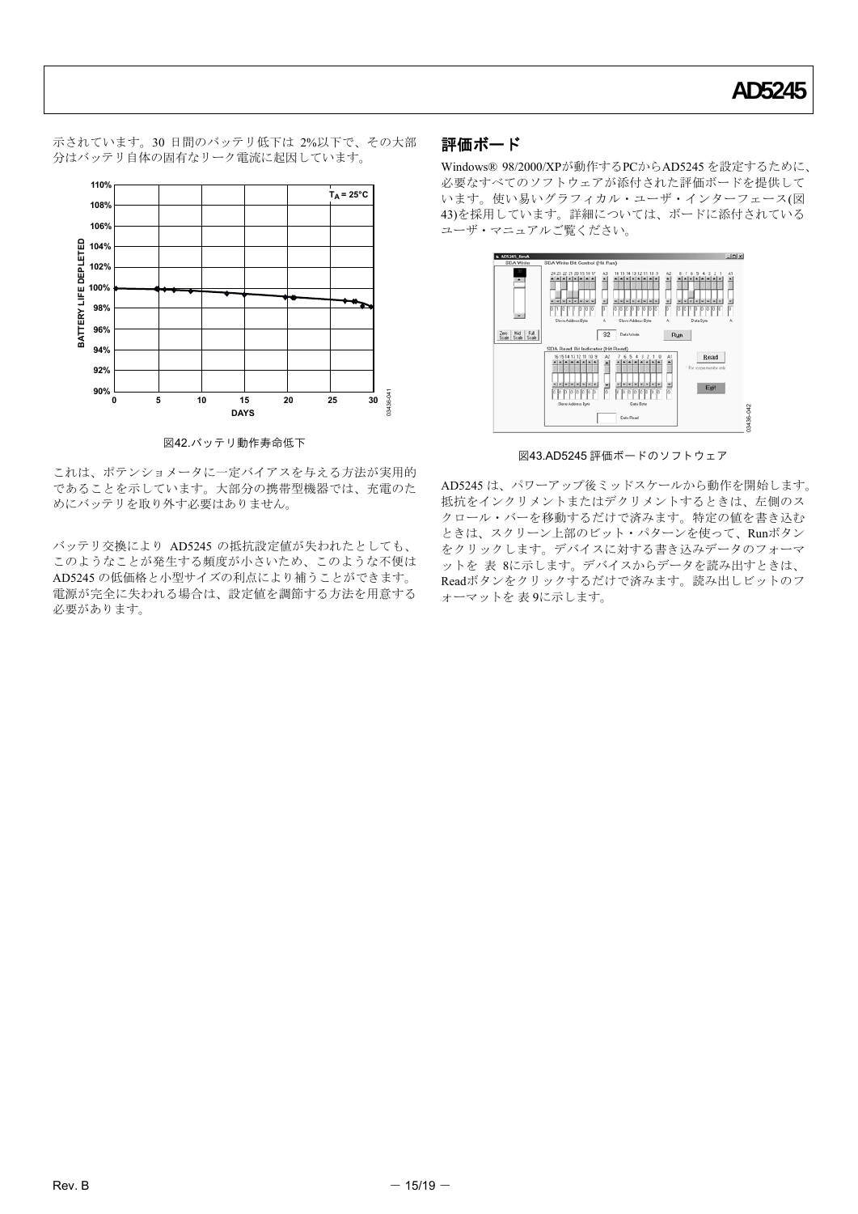示されています。30 日間のバッテリ低下は 2%以下で、その大部分はバッテリ自体の固有なリーク電流に起因しています。

110%
108%
106%
104%
102%
100%
98%
96%
94%
92%
90%
BATTERY LIFE DEPLETED
0 5 10 15 20 25 30
DAYS
$T_A$ = 25°C
03436-041

図42.バッテリ動作寿命低下

これは、ポテンショメータに一定バイアスを与える方法が実用的であることを示しています。大部分の携帯型機器では、充電のためにバッテリを取り外す必要はありません。

バッテリ交換により AD5245 の抵抗設定値が失われたとしても、このようなことが発生する頻度が小さいため、このような不便は AD5245 の低価格と小型サイズの利点により補うことができます。電源が完全に失われる場合は、設定値を調節する方法を用意する必要があります。

## 評価ボード

Windows® 98/2000/XPが動作するPCからAD5245 を設定するために、必要なすべてのソフトウェアが添付された評価ボードを提供しています。使い易いグラフィカル・ユーザ・インターフェース(図43)を採用しています。詳細については、ボードに添付されているユーザ・マニュアルご覧ください。

03436-042

図43.AD5245 評価ボードのソフトウェア

AD5245 は、パワーアップ後ミッドスケールから動作を開始します。抵抗をインクリメントまたはデクリメントするときは、左側のスクロール・バーを移動するだけで済みます。特定の値を書き込むときは、スクリーン上部のビット・パターンを使って、Runボタンをクリックします。デバイスに対する書き込みデータのフォーマットを 表 8に示します。デバイスからデータを読み出すときは、Readボタンをクリックするだけで済みます。読み出しビットのフォーマットを 表 9に示します。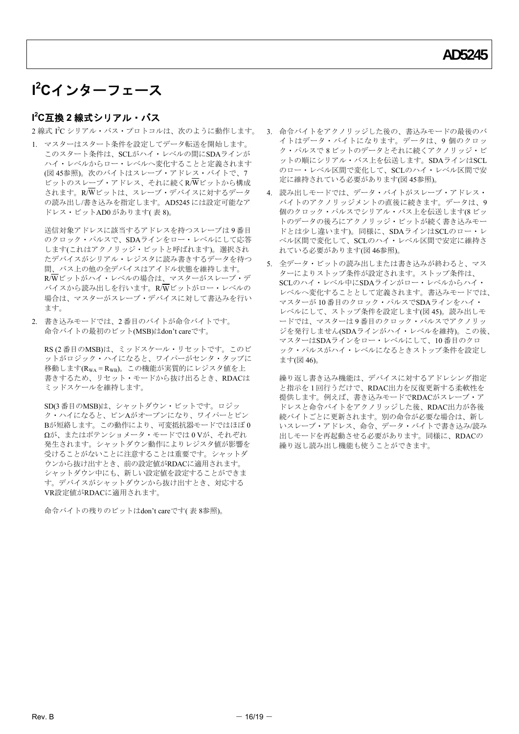# I²Cインターフェース

## I²C互換 2 線式シリアル・バス

2 線式 I²C シリアル・バス・プロトコルは、次のように動作します。

1. マスターはスタート条件を設定してデータ転送を開始します。このスタート条件は、SCLがハイ・レベルの間にSDAラインがハイ・レベルからロー・レベルへ変化することと定義されます(図 45参照)。次のバイトはスレーブ・アドレス・バイトで、7 ビットのスレーブ・アドレス、それに続くR/$\overline{W}$ビットから構成されます。R/$\overline{W}$ビットは、スレーブ・デバイスに対するデータの読み出し/書き込みを指定します。AD5245 には設定可能なアドレス・ビットAD0 があります( 表 8)。

   送信対象アドレスに該当するアドレスを持つスレーブは 9 番目のクロック・パルスで、SDAラインをロー・レベルにして応答します(これはアクノリッジ・ビットと呼ばれます)。選択されたデバイスがシリアル・レジスタに読み書きするデータを待つ間、バス上の他の全デバイスはアイドル状態を維持します。R/$\overline{W}$ビットがハイ・レベルの場合は、マスターがスレーブ・デバイスから読み出しを行います。R/$\overline{W}$ビットがロー・レベルの場合は、マスターがスレーブ・デバイスに対して書込みを行います。

2. 書き込みモードでは、2 番目のバイトが命令バイトです。命令バイトの最初のビット(MSB)はdon't careです。

   RS (2 番目のMSB)は、ミッドスケール・リセットです。このビットがロジック・ハイになると、ワイパーがセンタ・タップに移動します($R_{WA} = R_{WB}$)。この機能が実質的にレジスタ値を上書きするため、リセット・モードから抜け出るとき、RDACはミッドスケールを維持します。

   SD(3 番目のMSB)は、シャットダウン・ビットです。ロジック・ハイになると、ピンAがオープンになり、ワイパーとピンBが短絡します。この動作により、可変抵抗器モードではほぼ 0 Ωが、またはポテンショメータ・モードでは 0 Vが、それぞれ発生されます。シャットダウン動作によりレジスタ値が影響を受けることがないことに注意することは重要です。シャットダウンから抜け出すとき、前の設定値がRDACに適用されます。シャットダウン中にも、新しい設定値を設定することができます。デバイスがシャットダウンから抜け出すとき、対応するVR設定値がRDACに適用されます。

   命令バイトの残りのビットはdon't careです( 表 8参照)。

3. 命令バイトをアクノリッジした後の、書込みモードの最後のバイトはデータ・バイトになります。データは、9 個のクロック・パルスで 8 ビットのデータとそれに続くアクノリッジ・ビットの順にシリアル・バス上を伝送します。SDAラインはSCLのロー・レベル区間で変化して、SCLのハイ・レベル区間で安定に維持されている必要があります(図 45参照)。

4. 読み出しモードでは、データ・バイトがスレーブ・アドレス・バイトのアクノリッジメントの直後に続きます。データは、9 個のクロック・パルスでシリアル・バス上を伝送します(8 ビットのデータの後ろにアクノリッジ・ビットが続く書き込みモードとは少し違います)。同様に、SDAラインはSCLのロー・レベル区間で変化して、SCLのハイ・レベル区間で安定に維持されている必要があります(図 46参照)。

5. 全データ・ビットの読み出しまたは書き込みが終わると、マスターによりストップ条件が設定されます。ストップ条件は、SCLのハイ・レベル中にSDAラインがロー・レベルからハイ・レベルへ変化することとして定義されます。書込みモードでは、マスターが 10 番目のクロック・パルスでSDAラインをハイ・レベルにして、ストップ条件を設定します(図 45)。読み出しモードでは、マスターは 9 番目のクロック・パルスでアクノリッジを発行しません(SDAラインがハイ・レベルを維持)。この後、マスターはSDAラインをロー・レベルにして、10 番目のクロック・パルスがハイ・レベルになるときストップ条件を設定します(図 46)。

   繰り返し書き込み機能は、デバイスに対するアドレシング指定と指示を 1 回行うだけで、RDAC出力を反復更新する柔軟性を提供します。例えば、書き込みモードでRDACがスレーブ・アドレスと命令バイトをアクノリッジした後、RDAC出力が各後続バイトごとに更新されます。別の命令が必要な場合は、新しいスレーブ・アドレス、命令、データ・バイトで書き込み/読み出しモードを再起動させる必要があります。同様に、RDACの繰り返し読み出し機能も使うことができます。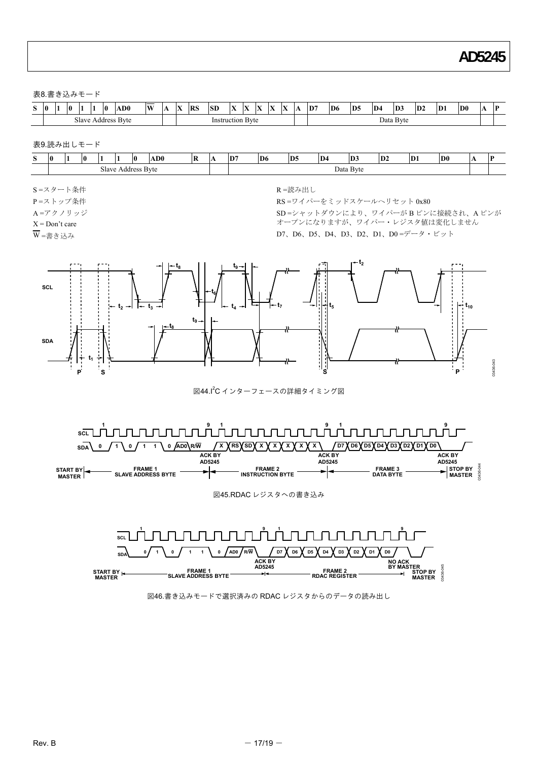表8.書き込みモード

| S | 0 | 1 | 0 | 1 | 1 | 0 | AD0 | $\overline{W}$ | A | X | RS | SD | X | X | X | X | X | A | D7 | D6 | D5 | D4 | D3 | D2 | D1 | D0 | A | P |
|---|---|---|---|---|---|---|---|---|---|---|---|---|---|---|---|---|---|---|---|---|---|---|---|---|---|---|---|---|
| | Slave Address Byte | | | | | | | | | Instruction Byte | | | | | | | | | Data Byte | | | | | | | | | |

表9.読み出しモード

| S | 0 | 1 | 0 | 1 | 1 | 0 | AD0 | R | A | D7 | D6 | D5 | D4 | D3 | D2 | D1 | D0 | A | P |
|---|---|---|---|---|---|---|---|---|---|---|---|---|---|---|---|---|---|---|---|
| | Slave Address Byte | | | | | | | | | Data Byte | | | | | | | | | |

S =スタート条件

P =ストップ条件

A =アクノリッジ

X = Don't care

$\overline{W}$ =書き込み

R =読み出し

RS =ワイパーをミッドスケールへリセット 0x80

SD =シャットダウンにより、ワイパーが B ピンに接続され、A ピンがオープンになりますが、ワイパー・レジスタ値は変化しません

D7、D6、D5、D4、D3、D2、D1、D0 =データ・ビット

SCL

SDA

$t_8$ $t_9$ $t_2$ $t_6$ $t_2$ $t_3$ $t_4$ $t_7$ $t_5$ $t_{10}$ $t_9$ $t_8$ $t_1$

P S S P

03436-043

図44.I²C インターフェースの詳細タイミング図

1 9 1 9 1 9

SCL

SDA 0 1 0 1 1 0 AD0 R/$\overline{W}$ X RS SD X X X X X D7 D6 D5 D4 D3 D2 D1 D0

ACK BY AD5245 ACK BY AD5245 ACK BY AD5245

START BY MASTER FRAME 1 SLAVE ADDRESS BYTE FRAME 2 INSTRUCTION BYTE FRAME 3 DATA BYTE STOP BY MASTER

03436-044

図45.RDAC レジスタへの書き込み

1 9 1 9

SCL

SDA 0 1 0 1 1 0 AD0 R/$\overline{W}$ D7 D6 D5 D4 D3 D2 D1 D0

ACK BY AD5245 NO ACK BY MASTER

START BY MASTER FRAME 1 SLAVE ADDRESS BYTE FRAME 2 RDAC REGISTER STOP BY MASTER

03436-045

図46.書き込みモードで選択済みの RDAC レジスタからのデータの読み出し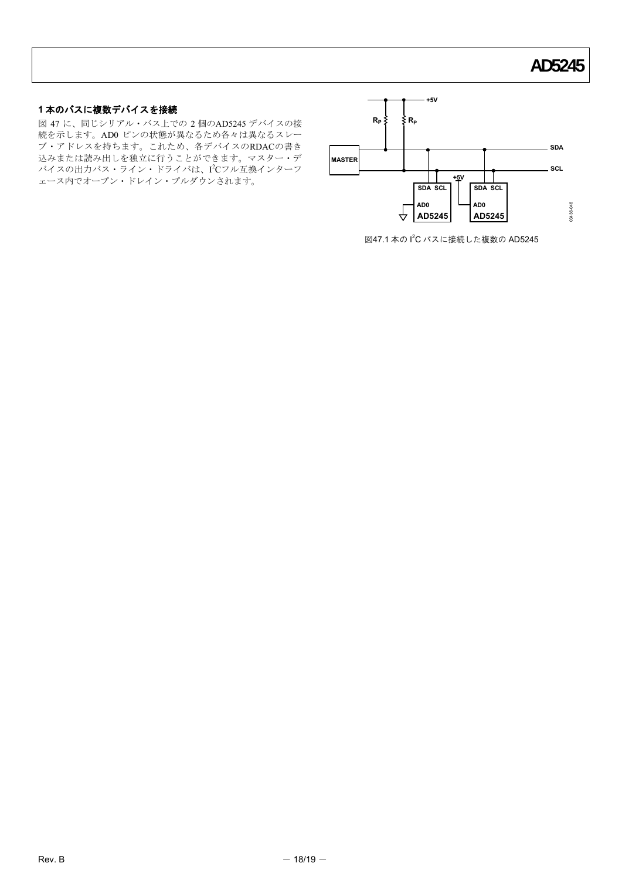## 1 本のバスに複数デバイスを接続

図 47 に、同じシリアル・バス上での 2 個のAD5245 デバイスの接続を示します。AD0 ピンの状態が異なるため各々は異なるスレーブ・アドレスを持ちます。これため、各デバイスのRDACの書き込みまたは読み出しを独立に行うことができます。マスター・デバイスの出力バス・ライン・ドライバは、$I^2C$フル互換インターフェース内でオープン・ドレイン・プルダウンされます。

+5V
$R_P$
$R_P$
MASTER
SDA
SCL
+5V
SDA SCL
AD0
AD5245
SDA SCL
AD0
AD5245
03436-046

図47.1 本の $I^2C$ バスに接続した複数の AD5245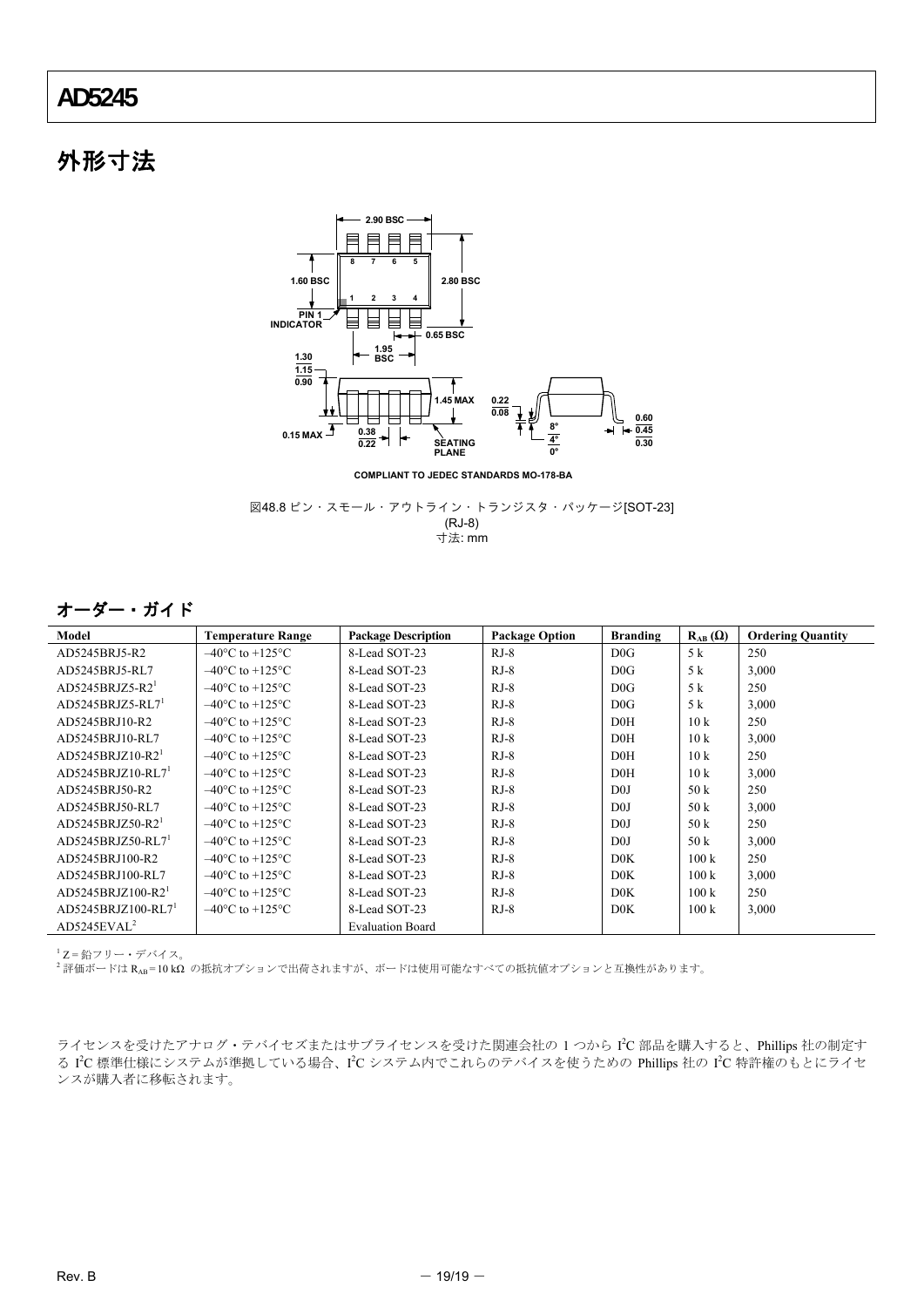## 外形寸法

2.90 BSC
8 7 6 5
1.60 BSC
2.80 BSC
1 2 3 4
PIN 1 INDICATOR
0.65 BSC
1.95 BSC
1.30
1.15
0.90
1.45 MAX
0.15 MAX
0.38
0.22
SEATING PLANE
0.22
0.08
8°
4°
0°
0.60
0.45
0.30

COMPLIANT TO JEDEC STANDARDS MO-178-BA

図48.8 ピン・スモール・アウトライン・トランジスタ・パッケージ[SOT-23]
(RJ-8)
寸法: mm

## オーダー・ガイド

| Model | Temperature Range | Package Description | Package Option | Branding | $R_{AB}$ (Ω) | Ordering Quantity |
|---|---|---|---|---|---|---|
| AD5245BRJ5-R2 | –40°C to +125°C | 8-Lead SOT-23 | RJ-8 | D0G | 5 k | 250 |
| AD5245BRJ5-RL7 | –40°C to +125°C | 8-Lead SOT-23 | RJ-8 | D0G | 5 k | 3,000 |
| AD5245BRJZ5-R2[1] | –40°C to +125°C | 8-Lead SOT-23 | RJ-8 | D0G | 5 k | 250 |
| AD5245BRJZ5-RL7[1] | –40°C to +125°C | 8-Lead SOT-23 | RJ-8 | D0G | 5 k | 3,000 |
| AD5245BRJ10-R2 | –40°C to +125°C | 8-Lead SOT-23 | RJ-8 | D0H | 10 k | 250 |
| AD5245BRJ10-RL7 | –40°C to +125°C | 8-Lead SOT-23 | RJ-8 | D0H | 10 k | 3,000 |
| AD5245BRJZ10-R2[1] | –40°C to +125°C | 8-Lead SOT-23 | RJ-8 | D0H | 10 k | 250 |
| AD5245BRJZ10-RL7[1] | –40°C to +125°C | 8-Lead SOT-23 | RJ-8 | D0H | 10 k | 3,000 |
| AD5245BRJ50-R2 | –40°C to +125°C | 8-Lead SOT-23 | RJ-8 | D0J | 50 k | 250 |
| AD5245BRJ50-RL7 | –40°C to +125°C | 8-Lead SOT-23 | RJ-8 | D0J | 50 k | 3,000 |
| AD5245BRJZ50-R2[1] | –40°C to +125°C | 8-Lead SOT-23 | RJ-8 | D0J | 50 k | 250 |
| AD5245BRJZ50-RL7[1] | –40°C to +125°C | 8-Lead SOT-23 | RJ-8 | D0J | 50 k | 3,000 |
| AD5245BRJ100-R2 | –40°C to +125°C | 8-Lead SOT-23 | RJ-8 | D0K | 100 k | 250 |
| AD5245BRJ100-RL7 | –40°C to +125°C | 8-Lead SOT-23 | RJ-8 | D0K | 100 k | 3,000 |
| AD5245BRJZ100-R2[1] | –40°C to +125°C | 8-Lead SOT-23 | RJ-8 | D0K | 100 k | 250 |
| AD5245BRJZ100-RL7[1] | –40°C to +125°C | 8-Lead SOT-23 | RJ-8 | D0K | 100 k | 3,000 |
| AD5245EVAL[2] | | Evaluation Board | | | | |

[1] Z = 鉛フリー・デバイス。
[2] 評価ボードは $R_{AB}$ = 10 kΩ の抵抗オプションで出荷されますが、ボードは使用可能なすべての抵抗値オプションと互換性があります。

ライセンスを受けたアナログ・デバイセズまたはサブライセンスを受けた関連会社の 1 つから I²C 部品を購入すると、Phillips 社の制定する I²C 標準仕様にシステムが準拠している場合、I²C システム内でこれらのデバイスを使うための Phillips 社の I²C 特許権のもとにライセンスが購入者に移転されます。